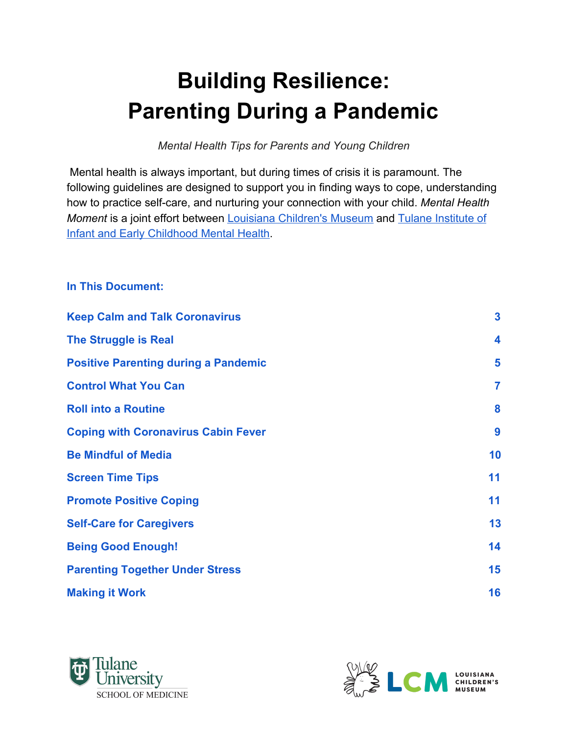# Building Resilience: Parenting During a Pandemic

*Mental Health Tips for Parents and Young Children*

Mental health is always important, but during times of crisis it is paramount. The following guidelines are designed to support you in finding ways to cope, understanding how to practice self-care, and nurturing your connection with your child. *Mental Health Moment* is a joint effort between Louisiana Children's Museum and Tulane Institute of Infant and Early Childhood Mental Health.

**In This Document:**

| | |
|---|---|
| **Keep Calm and Talk Coronavirus** | **3** |
| **The Struggle is Real** | **4** |
| **Positive Parenting during a Pandemic** | **5** |
| **Control What You Can** | **7** |
| **Roll into a Routine** | **8** |
| **Coping with Coronavirus Cabin Fever** | **9** |
| **Be Mindful of Media** | **10** |
| **Screen Time Tips** | **11** |
| **Promote Positive Coping** | **11** |
| **Self-Care for Caregivers** | **13** |
| **Being Good Enough!** | **14** |
| **Parenting Together Under Stress** | **15** |
| **Making it Work** | **16** |

Tulane University SCHOOL OF MEDICINE

LCM LOUISIANA CHILDREN'S MUSEUM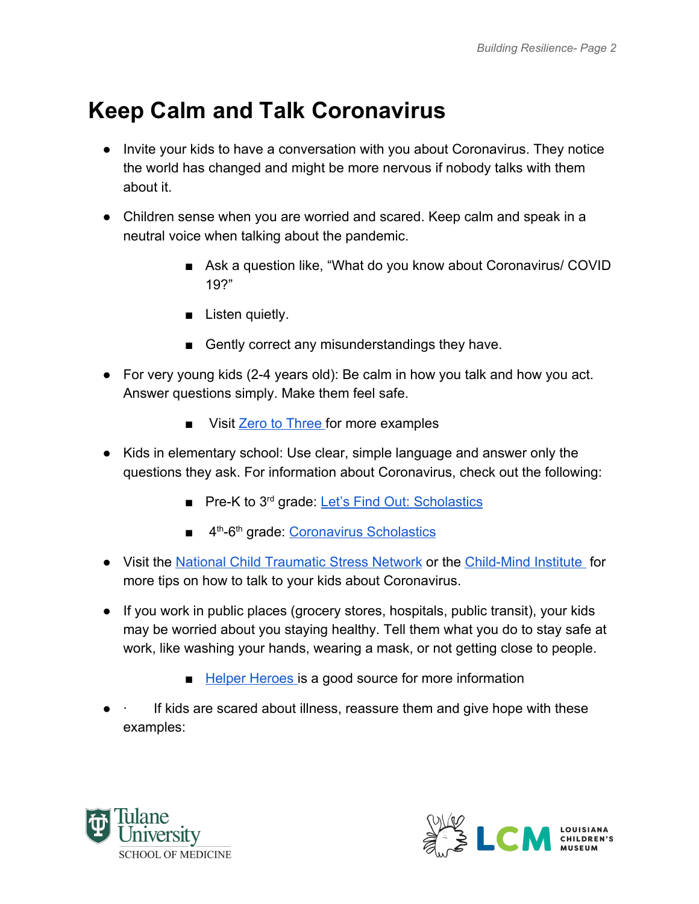# Keep Calm and Talk Coronavirus

- Invite your kids to have a conversation with you about Coronavirus. They notice the world has changed and might be more nervous if nobody talks with them about it.
- Children sense when you are worried and scared. Keep calm and speak in a neutral voice when talking about the pandemic.
  - Ask a question like, "What do you know about Coronavirus/ COVID 19?"
  - Listen quietly.
  - Gently correct any misunderstandings they have.
- For very young kids (2-4 years old): Be calm in how you talk and how you act. Answer questions simply. Make them feel safe.
  - Visit Zero to Three for more examples
- Kids in elementary school: Use clear, simple language and answer only the questions they ask. For information about Coronavirus, check out the following:
  - Pre-K to 3rd grade: Let's Find Out: Scholastics
  - 4th-6th grade: Coronavirus Scholastics
- Visit the National Child Traumatic Stress Network or the Child-Mind Institute for more tips on how to talk to your kids about Coronavirus.
- If you work in public places (grocery stores, hospitals, public transit), your kids may be worried about you staying healthy. Tell them what you do to stay safe at work, like washing your hands, wearing a mask, or not getting close to people.
  - Helper Heroes is a good source for more information
- If kids are scared about illness, reassure them and give hope with these examples: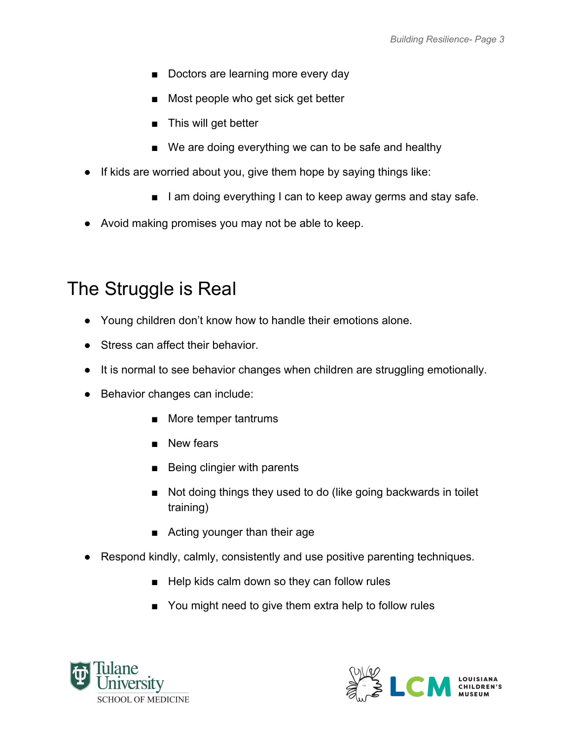- Doctors are learning more every day
    - Most people who get sick get better
    - This will get better
    - We are doing everything we can to be safe and healthy
- If kids are worried about you, give them hope by saying things like:
    - I am doing everything I can to keep away germs and stay safe.
- Avoid making promises you may not be able to keep.

# The Struggle is Real

- Young children don't know how to handle their emotions alone.
- Stress can affect their behavior.
- It is normal to see behavior changes when children are struggling emotionally.
- Behavior changes can include:
    - More temper tantrums
    - New fears
    - Being clingier with parents
    - Not doing things they used to do (like going backwards in toilet training)
    - Acting younger than their age
- Respond kindly, calmly, consistently and use positive parenting techniques.
    - Help kids calm down so they can follow rules
    - You might need to give them extra help to follow rules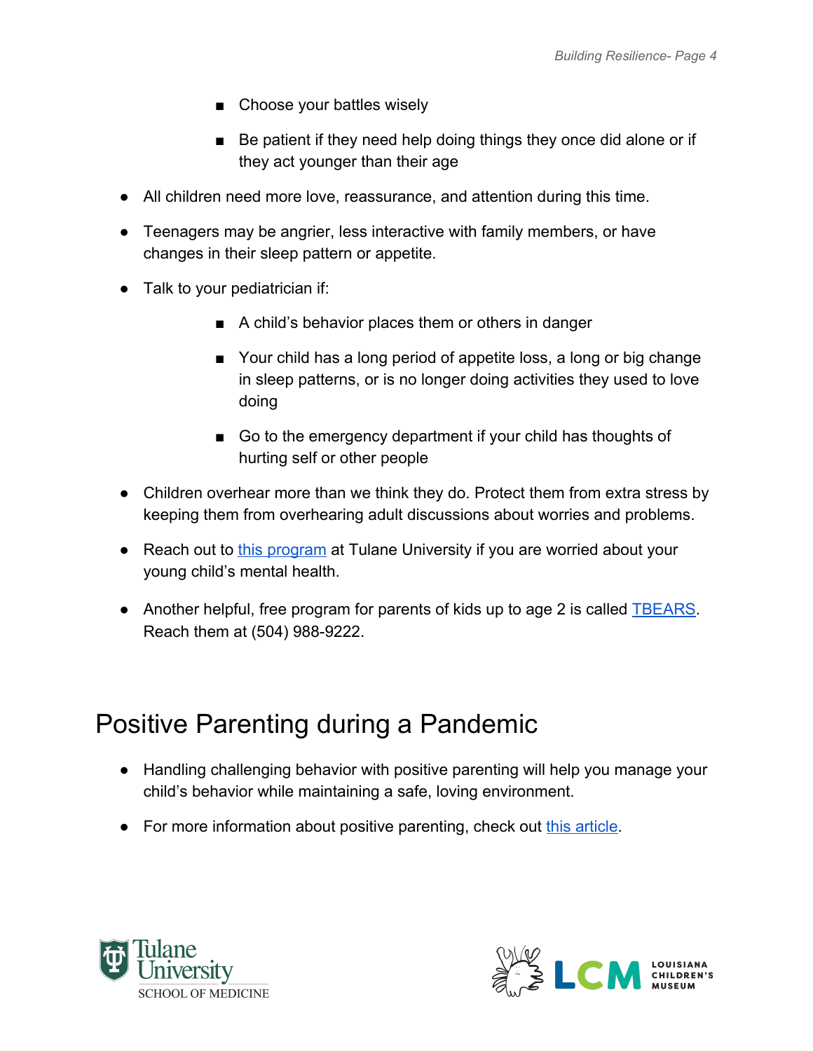- Choose your battles wisely
    - Be patient if they need help doing things they once did alone or if they act younger than their age

- All children need more love, reassurance, and attention during this time.
- Teenagers may be angrier, less interactive with family members, or have changes in their sleep pattern or appetite.
- Talk to your pediatrician if:
    - A child's behavior places them or others in danger
    - Your child has a long period of appetite loss, a long or big change in sleep patterns, or is no longer doing activities they used to love doing
    - Go to the emergency department if your child has thoughts of hurting self or other people
- Children overhear more than we think they do. Protect them from extra stress by keeping them from overhearing adult discussions about worries and problems.
- Reach out to this program at Tulane University if you are worried about your young child's mental health.
- Another helpful, free program for parents of kids up to age 2 is called TBEARS. Reach them at (504) 988-9222.

# Positive Parenting during a Pandemic

- Handling challenging behavior with positive parenting will help you manage your child's behavior while maintaining a safe, loving environment.
- For more information about positive parenting, check out this article.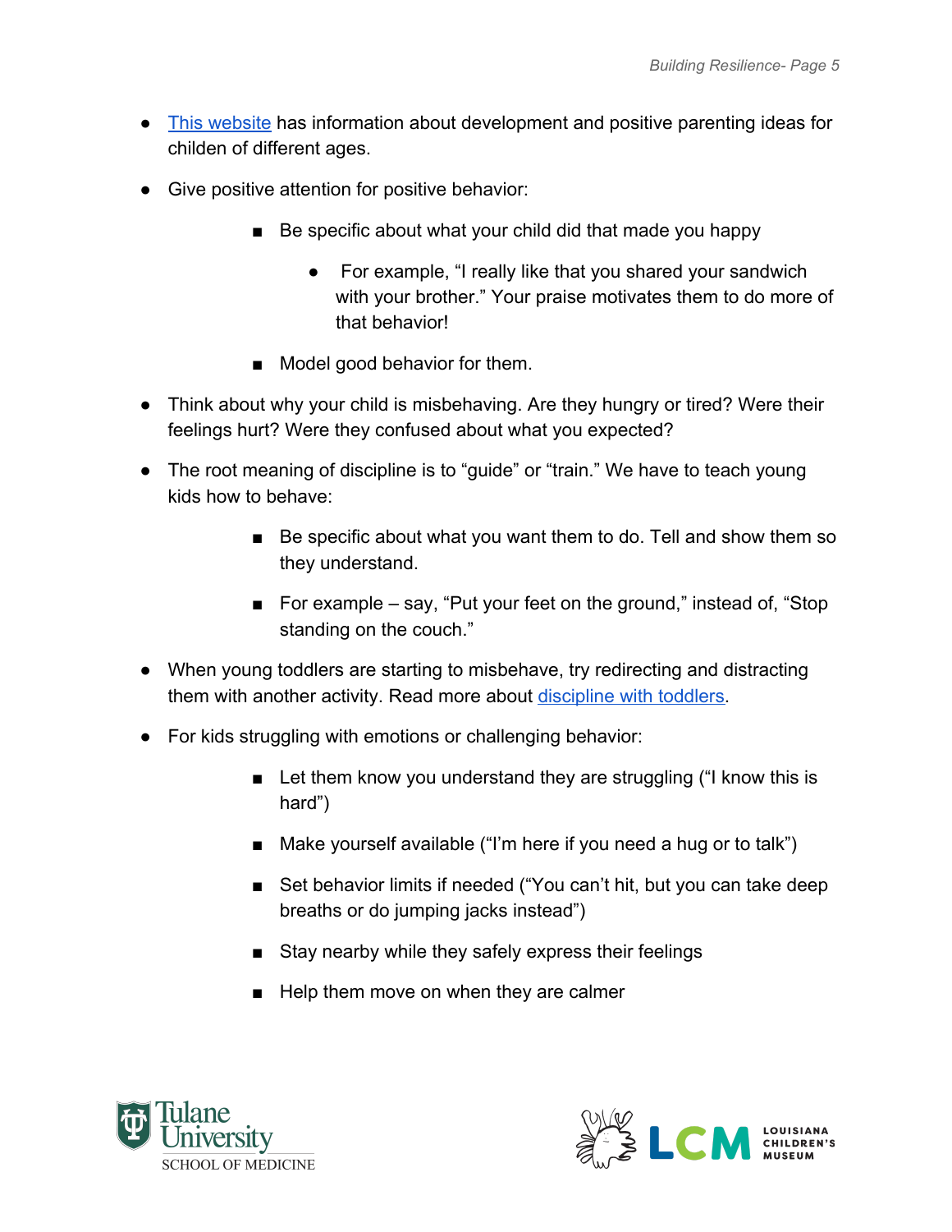- This website has information about development and positive parenting ideas for childen of different ages.
- Give positive attention for positive behavior:
    - Be specific about what your child did that made you happy
        - For example, "I really like that you shared your sandwich with your brother." Your praise motivates them to do more of that behavior!
    - Model good behavior for them.
- Think about why your child is misbehaving. Are they hungry or tired? Were their feelings hurt? Were they confused about what you expected?
- The root meaning of discipline is to "guide" or "train." We have to teach young kids how to behave:
    - Be specific about what you want them to do. Tell and show them so they understand.
    - For example – say, "Put your feet on the ground," instead of, "Stop standing on the couch."
- When young toddlers are starting to misbehave, try redirecting and distracting them with another activity. Read more about discipline with toddlers.
- For kids struggling with emotions or challenging behavior:
    - Let them know you understand they are struggling ("I know this is hard")
    - Make yourself available ("I'm here if you need a hug or to talk")
    - Set behavior limits if needed ("You can't hit, but you can take deep breaths or do jumping jacks instead")
    - Stay nearby while they safely express their feelings
    - Help them move on when they are calmer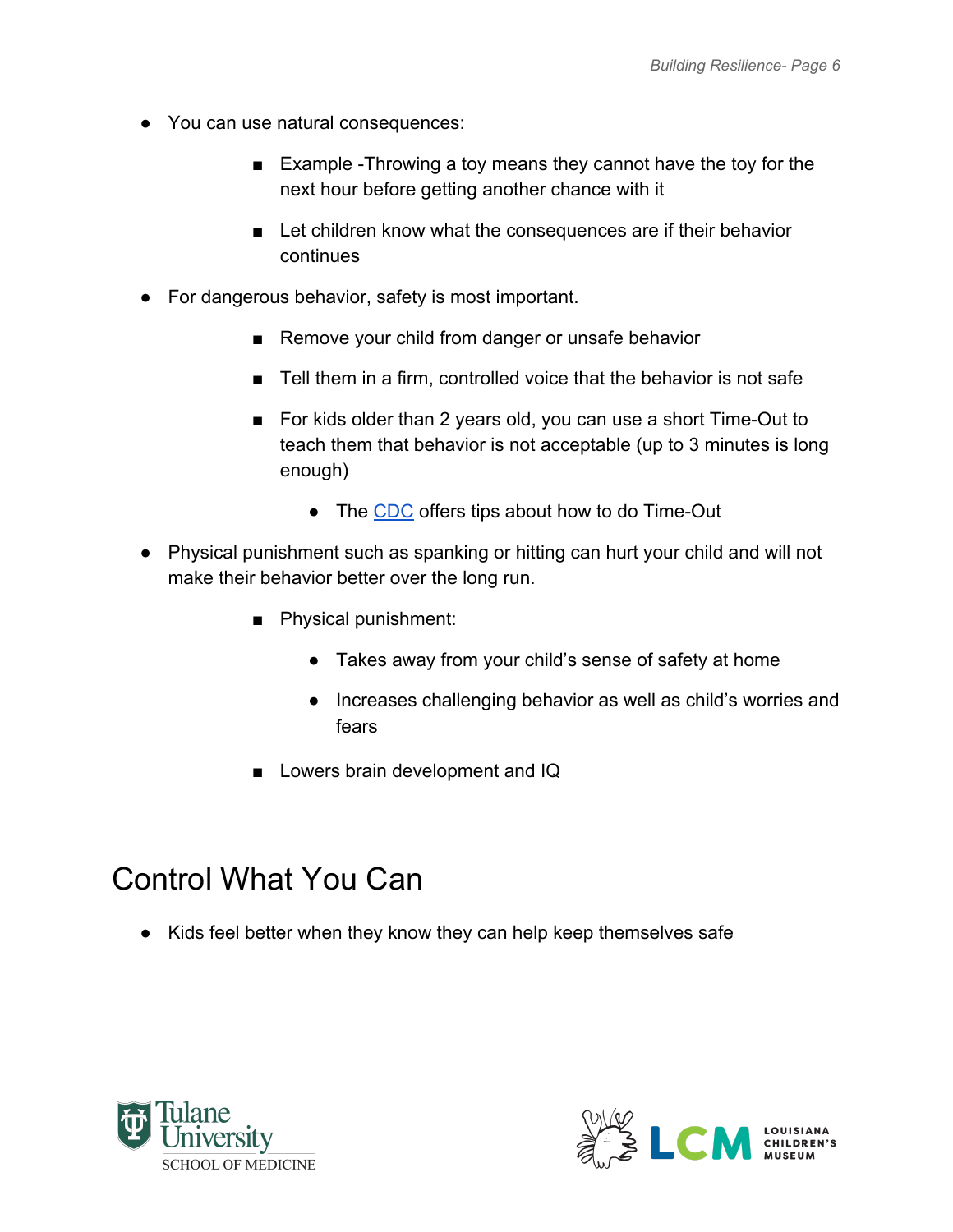- You can use natural consequences:
    - Example -Throwing a toy means they cannot have the toy for the next hour before getting another chance with it
    - Let children know what the consequences are if their behavior continues
- For dangerous behavior, safety is most important.
    - Remove your child from danger or unsafe behavior
    - Tell them in a firm, controlled voice that the behavior is not safe
    - For kids older than 2 years old, you can use a short Time-Out to teach them that behavior is not acceptable (up to 3 minutes is long enough)
        - The CDC offers tips about how to do Time-Out
- Physical punishment such as spanking or hitting can hurt your child and will not make their behavior better over the long run.
    - Physical punishment:
        - Takes away from your child's sense of safety at home
        - Increases challenging behavior as well as child's worries and fears
    - Lowers brain development and IQ

# Control What You Can

- Kids feel better when they know they can help keep themselves safe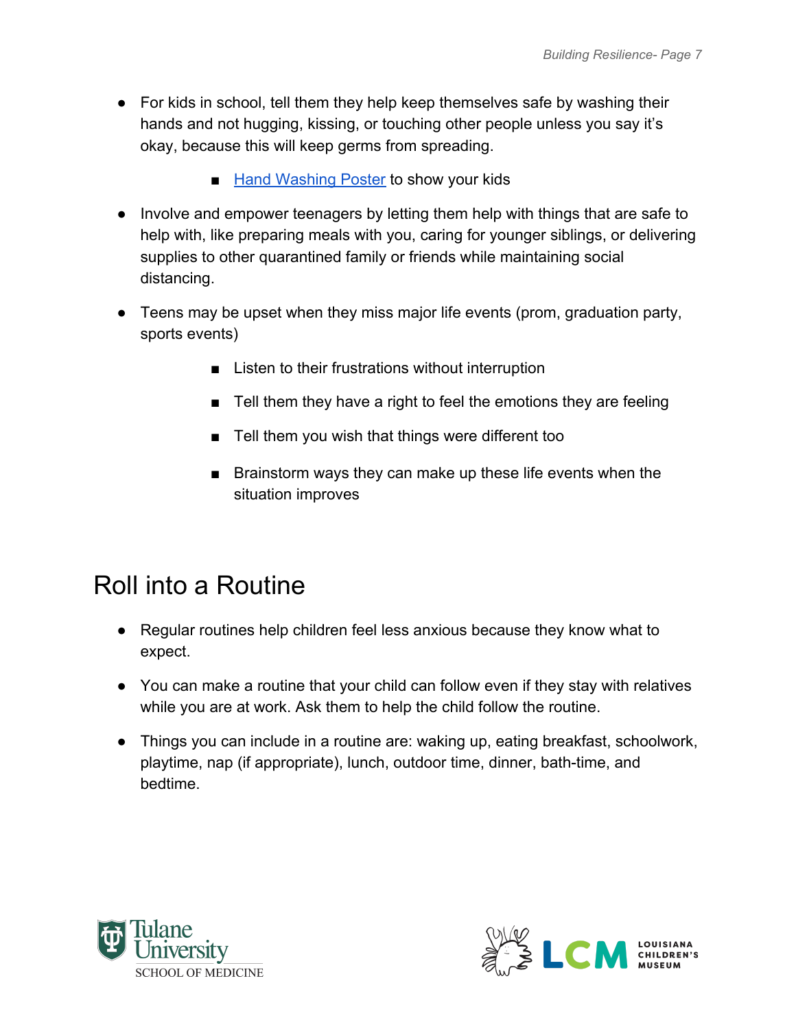- For kids in school, tell them they help keep themselves safe by washing their hands and not hugging, kissing, or touching other people unless you say it's okay, because this will keep germs from spreading.
    - Hand Washing Poster to show your kids
- Involve and empower teenagers by letting them help with things that are safe to help with, like preparing meals with you, caring for younger siblings, or delivering supplies to other quarantined family or friends while maintaining social distancing.
- Teens may be upset when they miss major life events (prom, graduation party, sports events)
    - Listen to their frustrations without interruption
    - Tell them they have a right to feel the emotions they are feeling
    - Tell them you wish that things were different too
    - Brainstorm ways they can make up these life events when the situation improves

# Roll into a Routine

- Regular routines help children feel less anxious because they know what to expect.
- You can make a routine that your child can follow even if they stay with relatives while you are at work. Ask them to help the child follow the routine.
- Things you can include in a routine are: waking up, eating breakfast, schoolwork, playtime, nap (if appropriate), lunch, outdoor time, dinner, bath-time, and bedtime.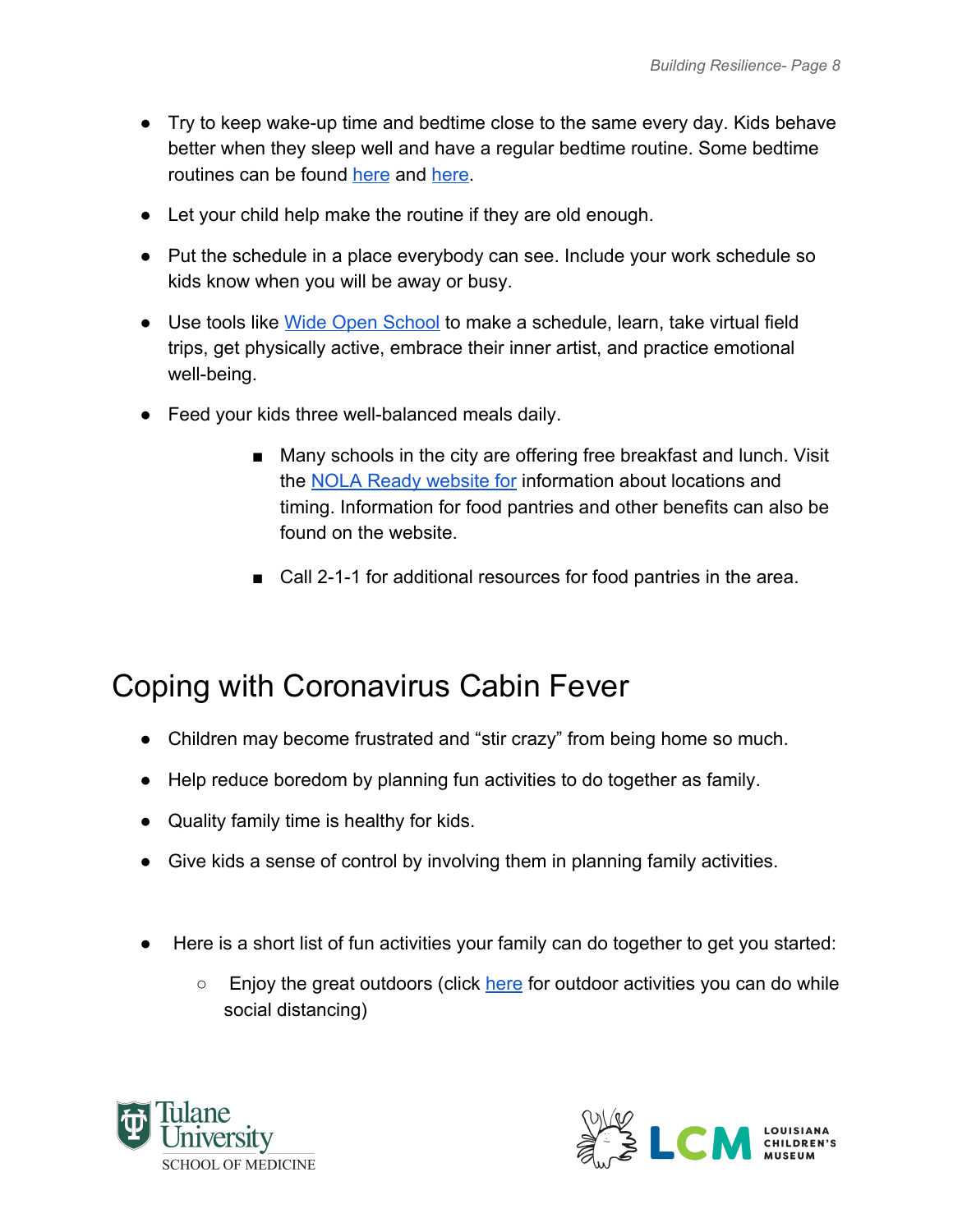- Try to keep wake-up time and bedtime close to the same every day. Kids behave better when they sleep well and have a regular bedtime routine. Some bedtime routines can be found here and here.
- Let your child help make the routine if they are old enough.
- Put the schedule in a place everybody can see. Include your work schedule so kids know when you will be away or busy.
- Use tools like Wide Open School to make a schedule, learn, take virtual field trips, get physically active, embrace their inner artist, and practice emotional well-being.
- Feed your kids three well-balanced meals daily.
    - Many schools in the city are offering free breakfast and lunch. Visit the NOLA Ready website for information about locations and timing. Information for food pantries and other benefits can also be found on the website.
    - Call 2-1-1 for additional resources for food pantries in the area.

# Coping with Coronavirus Cabin Fever

- Children may become frustrated and "stir crazy" from being home so much.
- Help reduce boredom by planning fun activities to do together as family.
- Quality family time is healthy for kids.
- Give kids a sense of control by involving them in planning family activities.

- Here is a short list of fun activities your family can do together to get you started:
    - Enjoy the great outdoors (click here for outdoor activities you can do while social distancing)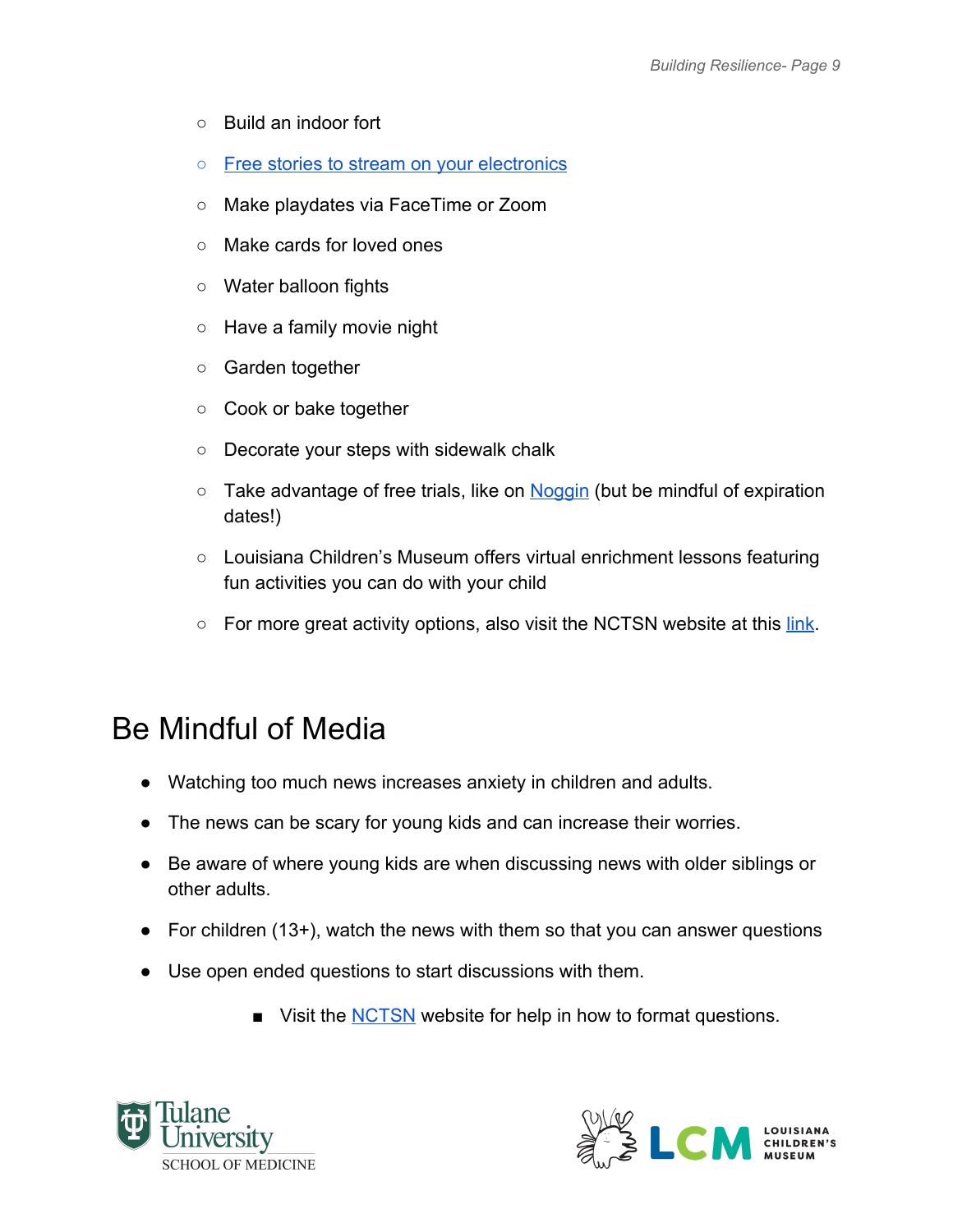- Build an indoor fort
- Free stories to stream on your electronics
- Make playdates via FaceTime or Zoom
- Make cards for loved ones
- Water balloon fights
- Have a family movie night
- Garden together
- Cook or bake together
- Decorate your steps with sidewalk chalk
- Take advantage of free trials, like on Noggin (but be mindful of expiration dates!)
- Louisiana Children's Museum offers virtual enrichment lessons featuring fun activities you can do with your child
- For more great activity options, also visit the NCTSN website at this link.

# Be Mindful of Media

- Watching too much news increases anxiety in children and adults.
- The news can be scary for young kids and can increase their worries.
- Be aware of where young kids are when discussing news with older siblings or other adults.
- For children (13+), watch the news with them so that you can answer questions
- Use open ended questions to start discussions with them.
    - Visit the NCTSN website for help in how to format questions.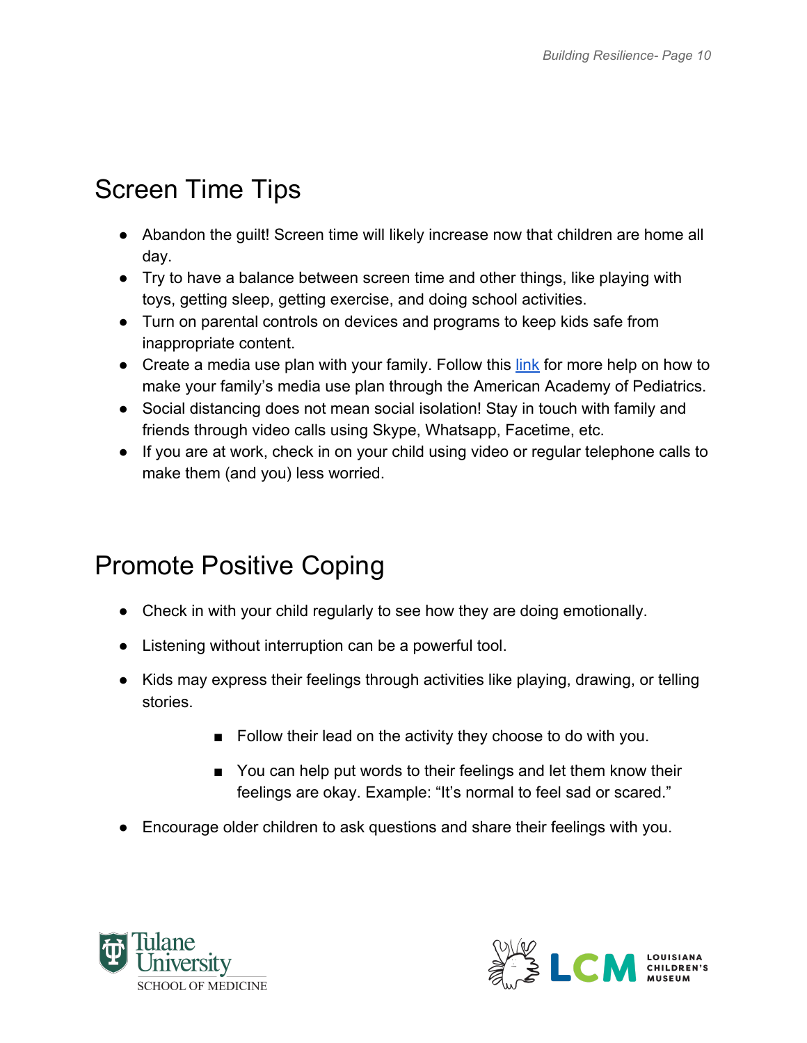## Screen Time Tips

- Abandon the guilt! Screen time will likely increase now that children are home all day.
- Try to have a balance between screen time and other things, like playing with toys, getting sleep, getting exercise, and doing school activities.
- Turn on parental controls on devices and programs to keep kids safe from inappropriate content.
- Create a media use plan with your family. Follow this link for more help on how to make your family's media use plan through the American Academy of Pediatrics.
- Social distancing does not mean social isolation! Stay in touch with family and friends through video calls using Skype, Whatsapp, Facetime, etc.
- If you are at work, check in on your child using video or regular telephone calls to make them (and you) less worried.

## Promote Positive Coping

- Check in with your child regularly to see how they are doing emotionally.
- Listening without interruption can be a powerful tool.
- Kids may express their feelings through activities like playing, drawing, or telling stories.
  - Follow their lead on the activity they choose to do with you.
  - You can help put words to their feelings and let them know their feelings are okay. Example: "It's normal to feel sad or scared."
- Encourage older children to ask questions and share their feelings with you.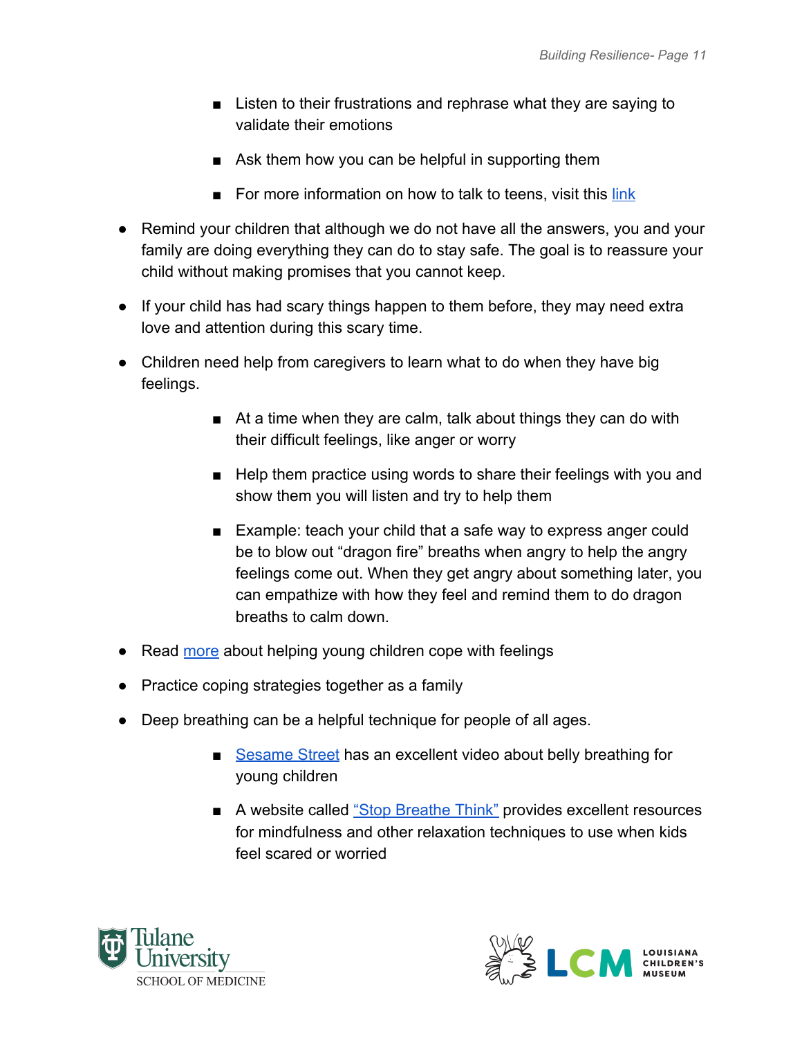- Listen to their frustrations and rephrase what they are saying to validate their emotions
    - Ask them how you can be helpful in supporting them
    - For more information on how to talk to teens, visit this link

- Remind your children that although we do not have all the answers, you and your family are doing everything they can do to stay safe. The goal is to reassure your child without making promises that you cannot keep.
- If your child has had scary things happen to them before, they may need extra love and attention during this scary time.
- Children need help from caregivers to learn what to do when they have big feelings.
    - At a time when they are calm, talk about things they can do with their difficult feelings, like anger or worry
    - Help them practice using words to share their feelings with you and show them you will listen and try to help them
    - Example: teach your child that a safe way to express anger could be to blow out "dragon fire" breaths when angry to help the angry feelings come out. When they get angry about something later, you can empathize with how they feel and remind them to do dragon breaths to calm down.
- Read more about helping young children cope with feelings
- Practice coping strategies together as a family
- Deep breathing can be a helpful technique for people of all ages.
    - Sesame Street has an excellent video about belly breathing for young children
    - A website called "Stop Breathe Think" provides excellent resources for mindfulness and other relaxation techniques to use when kids feel scared or worried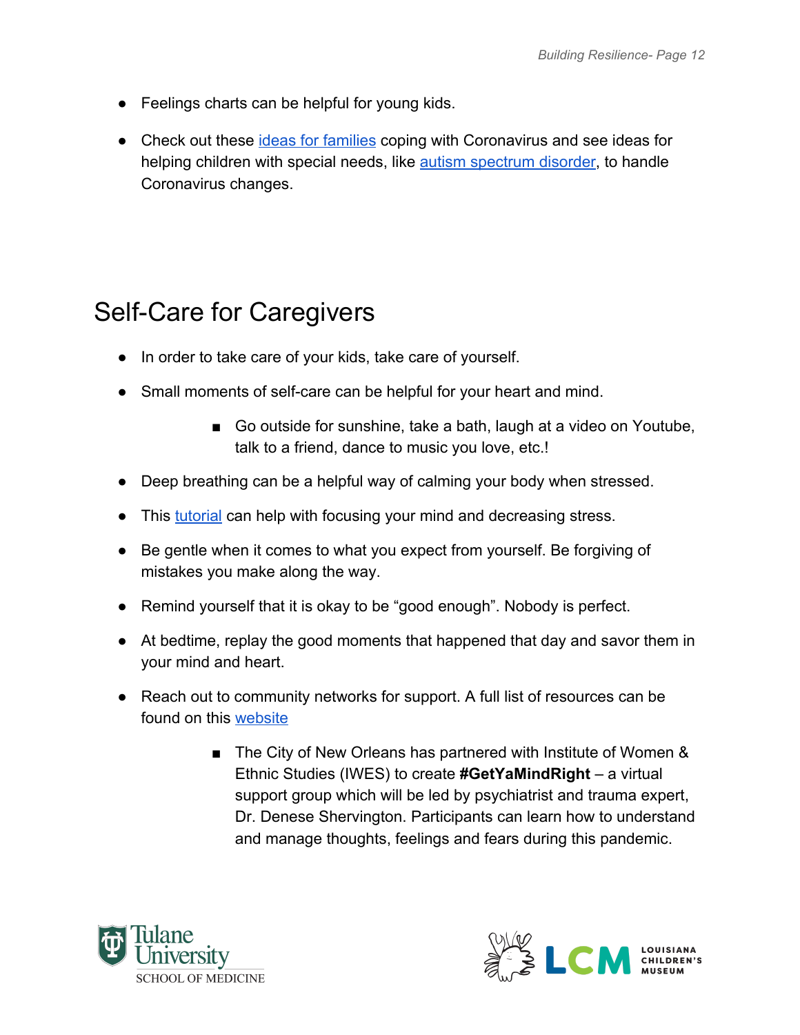- Feelings charts can be helpful for young kids.
- Check out these ideas for families coping with Coronavirus and see ideas for helping children with special needs, like autism spectrum disorder, to handle Coronavirus changes.

## Self-Care for Caregivers

- In order to take care of your kids, take care of yourself.
- Small moments of self-care can be helpful for your heart and mind.
    - Go outside for sunshine, take a bath, laugh at a video on Youtube, talk to a friend, dance to music you love, etc.!
- Deep breathing can be a helpful way of calming your body when stressed.
- This tutorial can help with focusing your mind and decreasing stress.
- Be gentle when it comes to what you expect from yourself. Be forgiving of mistakes you make along the way.
- Remind yourself that it is okay to be "good enough". Nobody is perfect.
- At bedtime, replay the good moments that happened that day and savor them in your mind and heart.
- Reach out to community networks for support. A full list of resources can be found on this website
    - The City of New Orleans has partnered with Institute of Women & Ethnic Studies (IWES) to create **#GetYaMindRight** – a virtual support group which will be led by psychiatrist and trauma expert, Dr. Denese Shervington. Participants can learn how to understand and manage thoughts, feelings and fears during this pandemic.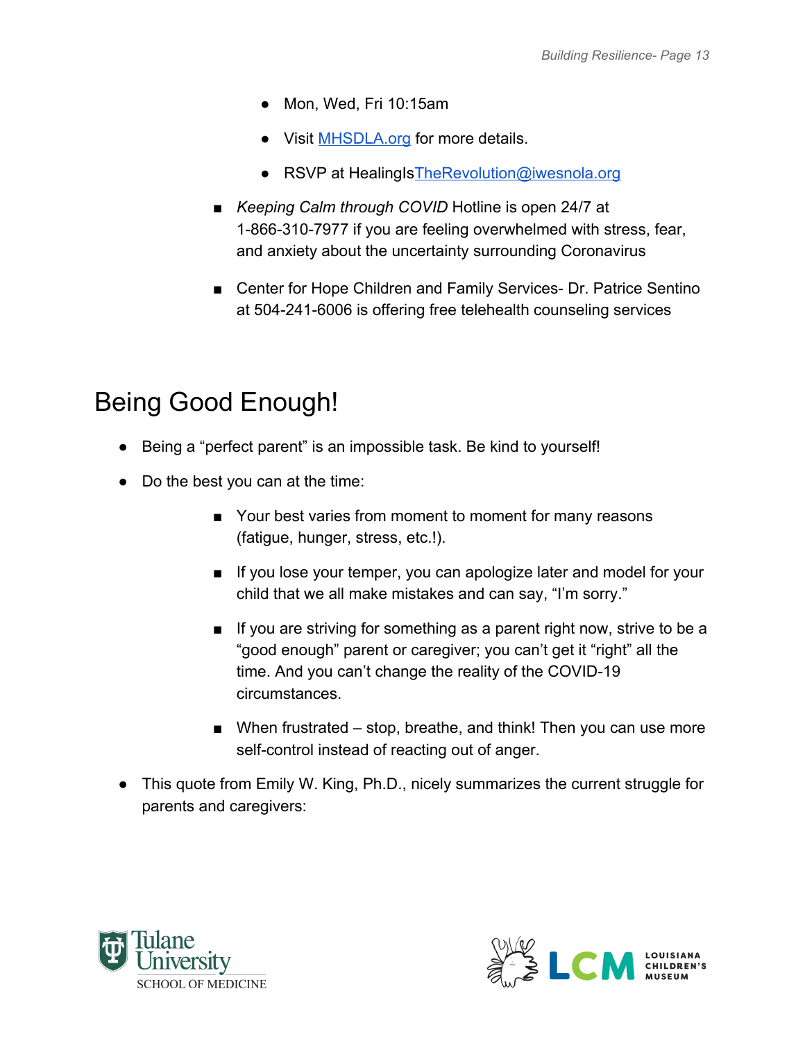- Mon, Wed, Fri 10:15am
- Visit MHSDLA.org for more details.
- RSVP at HealingIsTheRevolution@iwesnola.org

- *Keeping Calm through COVID* Hotline is open 24/7 at 1-866-310-7977 if you are feeling overwhelmed with stress, fear, and anxiety about the uncertainty surrounding Coronavirus
- Center for Hope Children and Family Services- Dr. Patrice Sentino at 504-241-6006 is offering free telehealth counseling services

# Being Good Enough!

- Being a "perfect parent" is an impossible task. Be kind to yourself!
- Do the best you can at the time:
  - Your best varies from moment to moment for many reasons (fatigue, hunger, stress, etc.!).
  - If you lose your temper, you can apologize later and model for your child that we all make mistakes and can say, "I'm sorry."
  - If you are striving for something as a parent right now, strive to be a "good enough" parent or caregiver; you can't get it "right" all the time. And you can't change the reality of the COVID-19 circumstances.
  - When frustrated – stop, breathe, and think! Then you can use more self-control instead of reacting out of anger.
- This quote from Emily W. King, Ph.D., nicely summarizes the current struggle for parents and caregivers: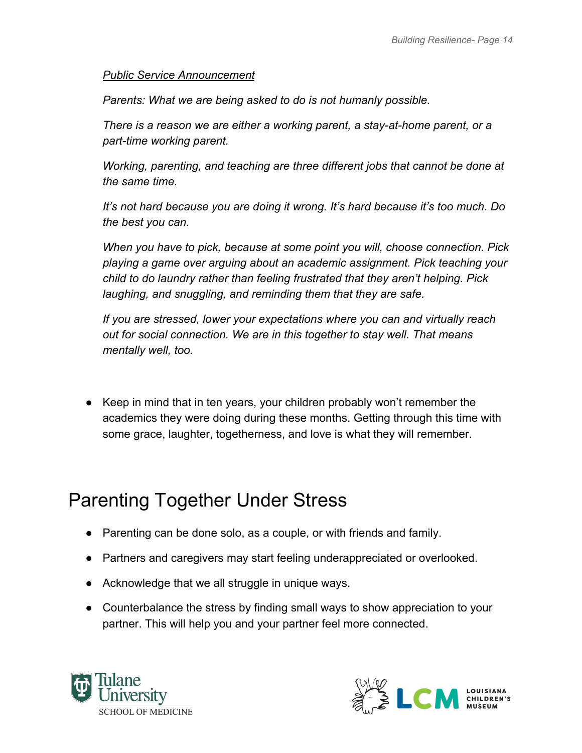*<u>Public Service Announcement</u>*

*Parents: What we are being asked to do is not humanly possible.*

*There is a reason we are either a working parent, a stay-at-home parent, or a part-time working parent.*

*Working, parenting, and teaching are three different jobs that cannot be done at the same time.*

*It's not hard because you are doing it wrong. It's hard because it's too much. Do the best you can.*

*When you have to pick, because at some point you will, choose connection. Pick playing a game over arguing about an academic assignment. Pick teaching your child to do laundry rather than feeling frustrated that they aren't helping. Pick laughing, and snuggling, and reminding them that they are safe.*

*If you are stressed, lower your expectations where you can and virtually reach out for social connection. We are in this together to stay well. That means mentally well, too.*

- Keep in mind that in ten years, your children probably won't remember the academics they were doing during these months. Getting through this time with some grace, laughter, togetherness, and love is what they will remember.

# Parenting Together Under Stress

- Parenting can be done solo, as a couple, or with friends and family.
- Partners and caregivers may start feeling underappreciated or overlooked.
- Acknowledge that we all struggle in unique ways.
- Counterbalance the stress by finding small ways to show appreciation to your partner. This will help you and your partner feel more connected.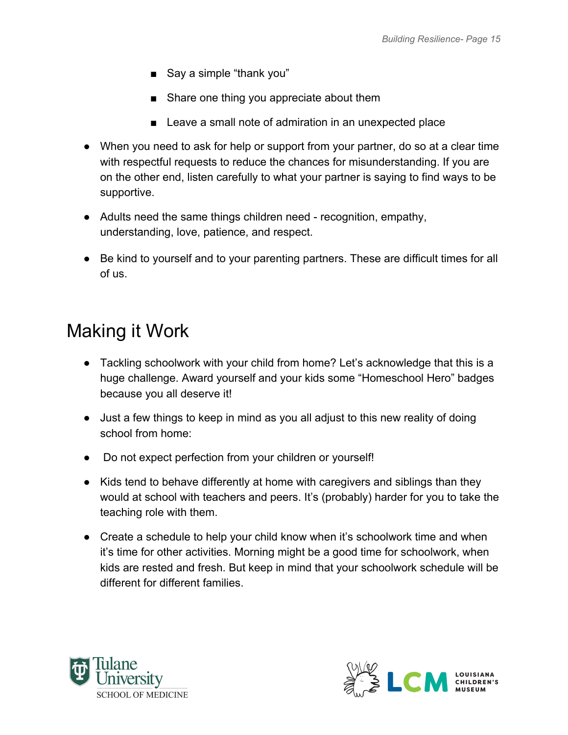- Say a simple “thank you”
    - Share one thing you appreciate about them
    - Leave a small note of admiration in an unexpected place

- When you need to ask for help or support from your partner, do so at a clear time with respectful requests to reduce the chances for misunderstanding. If you are on the other end, listen carefully to what your partner is saying to find ways to be supportive.
- Adults need the same things children need - recognition, empathy, understanding, love, patience, and respect.
- Be kind to yourself and to your parenting partners. These are difficult times for all of us.

## Making it Work

- Tackling schoolwork with your child from home? Let’s acknowledge that this is a huge challenge. Award yourself and your kids some “Homeschool Hero” badges because you all deserve it!
- Just a few things to keep in mind as you all adjust to this new reality of doing school from home:
- Do not expect perfection from your children or yourself!
- Kids tend to behave differently at home with caregivers and siblings than they would at school with teachers and peers. It’s (probably) harder for you to take the teaching role with them.
- Create a schedule to help your child know when it’s schoolwork time and when it’s time for other activities. Morning might be a good time for schoolwork, when kids are rested and fresh. But keep in mind that your schoolwork schedule will be different for different families.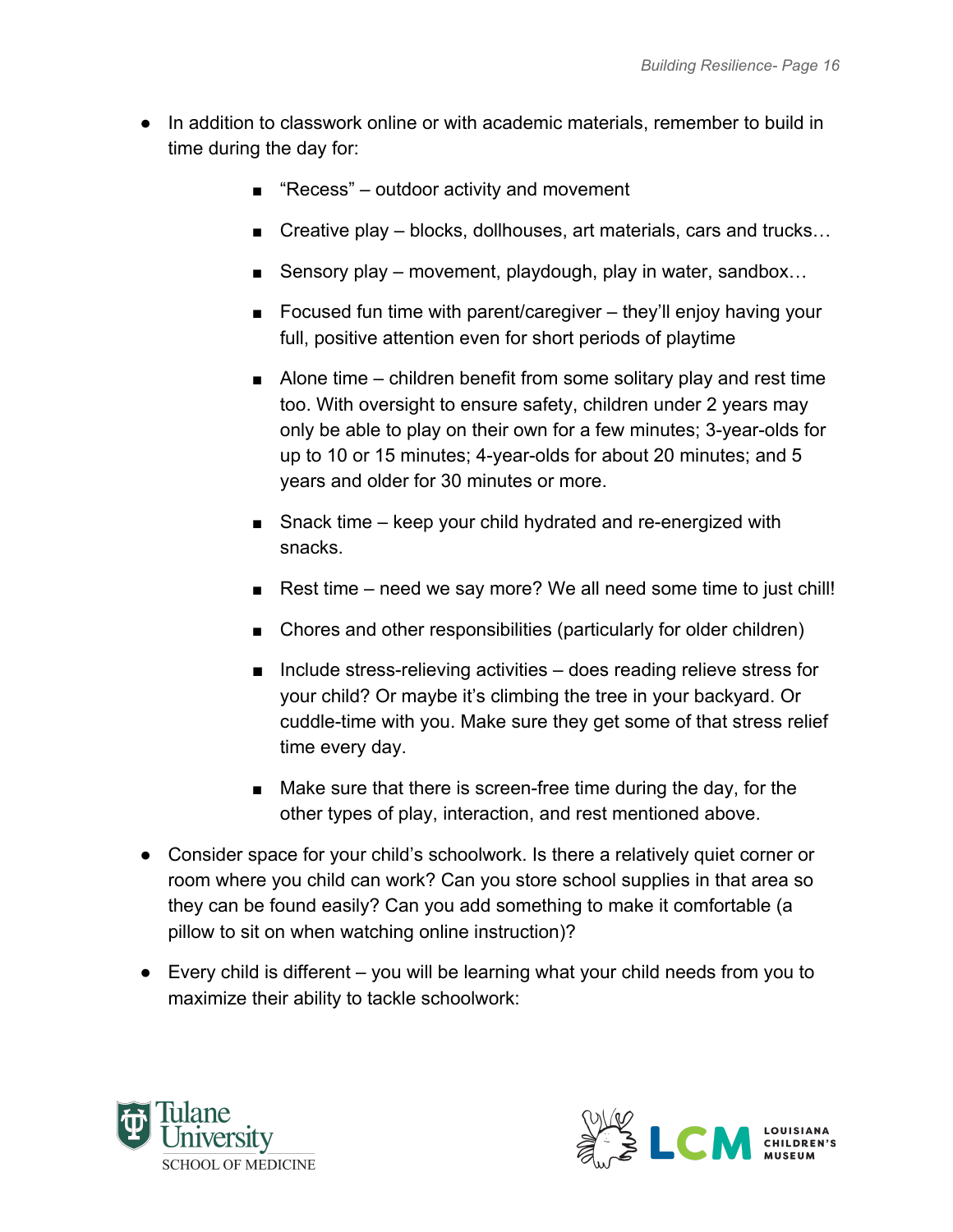- In addition to classwork online or with academic materials, remember to build in time during the day for:
    - "Recess" – outdoor activity and movement
    - Creative play – blocks, dollhouses, art materials, cars and trucks…
    - Sensory play – movement, playdough, play in water, sandbox…
    - Focused fun time with parent/caregiver – they'll enjoy having your full, positive attention even for short periods of playtime
    - Alone time – children benefit from some solitary play and rest time too. With oversight to ensure safety, children under 2 years may only be able to play on their own for a few minutes; 3-year-olds for up to 10 or 15 minutes; 4-year-olds for about 20 minutes; and 5 years and older for 30 minutes or more.
    - Snack time – keep your child hydrated and re-energized with snacks.
    - Rest time – need we say more? We all need some time to just chill!
    - Chores and other responsibilities (particularly for older children)
    - Include stress-relieving activities – does reading relieve stress for your child? Or maybe it's climbing the tree in your backyard. Or cuddle-time with you. Make sure they get some of that stress relief time every day.
    - Make sure that there is screen-free time during the day, for the other types of play, interaction, and rest mentioned above.
- Consider space for your child's schoolwork. Is there a relatively quiet corner or room where you child can work? Can you store school supplies in that area so they can be found easily? Can you add something to make it comfortable (a pillow to sit on when watching online instruction)?
- Every child is different – you will be learning what your child needs from you to maximize their ability to tackle schoolwork: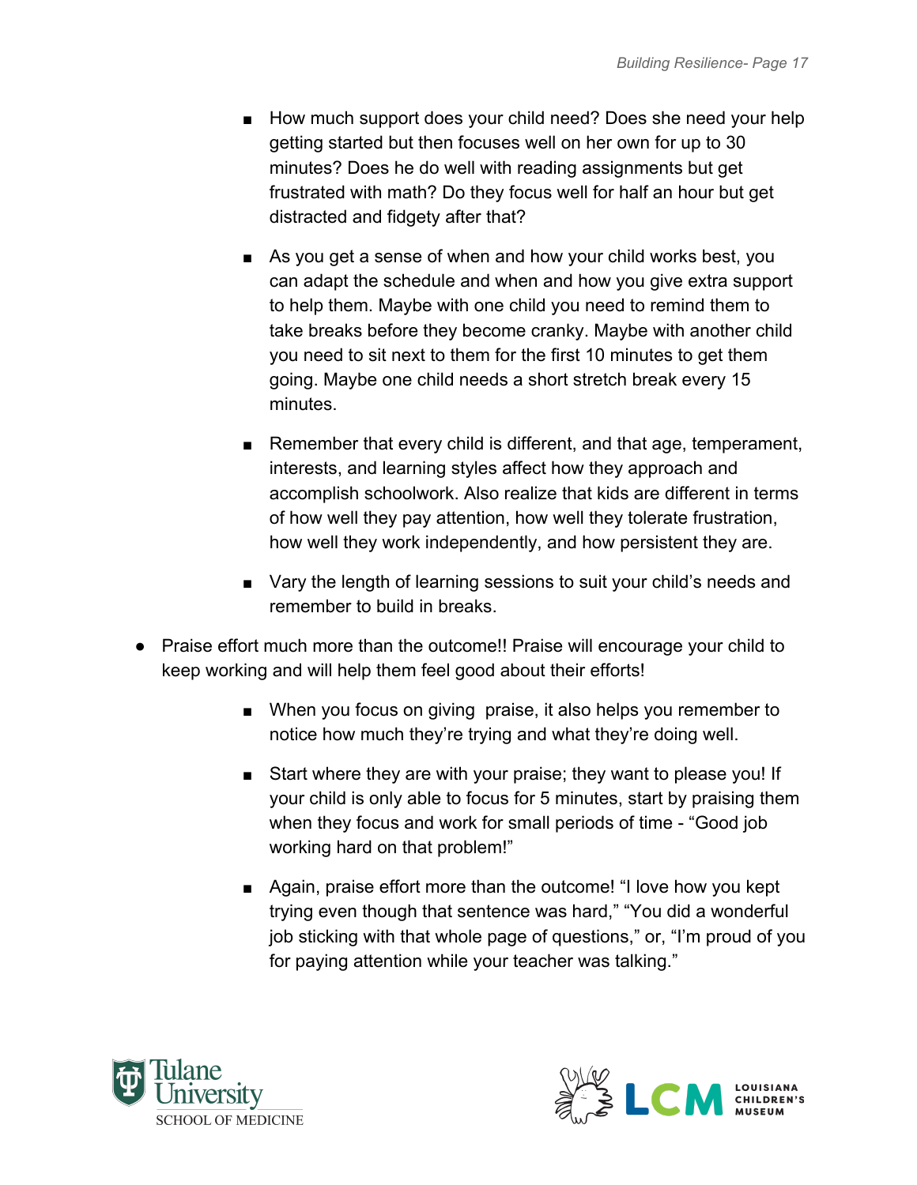- How much support does your child need? Does she need your help getting started but then focuses well on her own for up to 30 minutes? Does he do well with reading assignments but get frustrated with math? Do they focus well for half an hour but get distracted and fidgety after that?
    - As you get a sense of when and how your child works best, you can adapt the schedule and when and how you give extra support to help them. Maybe with one child you need to remind them to take breaks before they become cranky. Maybe with another child you need to sit next to them for the first 10 minutes to get them going. Maybe one child needs a short stretch break every 15 minutes.
    - Remember that every child is different, and that age, temperament, interests, and learning styles affect how they approach and accomplish schoolwork. Also realize that kids are different in terms of how well they pay attention, how well they tolerate frustration, how well they work independently, and how persistent they are.
    - Vary the length of learning sessions to suit your child's needs and remember to build in breaks.

- Praise effort much more than the outcome!! Praise will encourage your child to keep working and will help them feel good about their efforts!
    - When you focus on giving praise, it also helps you remember to notice how much they're trying and what they're doing well.
    - Start where they are with your praise; they want to please you! If your child is only able to focus for 5 minutes, start by praising them when they focus and work for small periods of time - "Good job working hard on that problem!"
    - Again, praise effort more than the outcome! "I love how you kept trying even though that sentence was hard," "You did a wonderful job sticking with that whole page of questions," or, "I'm proud of you for paying attention while your teacher was talking."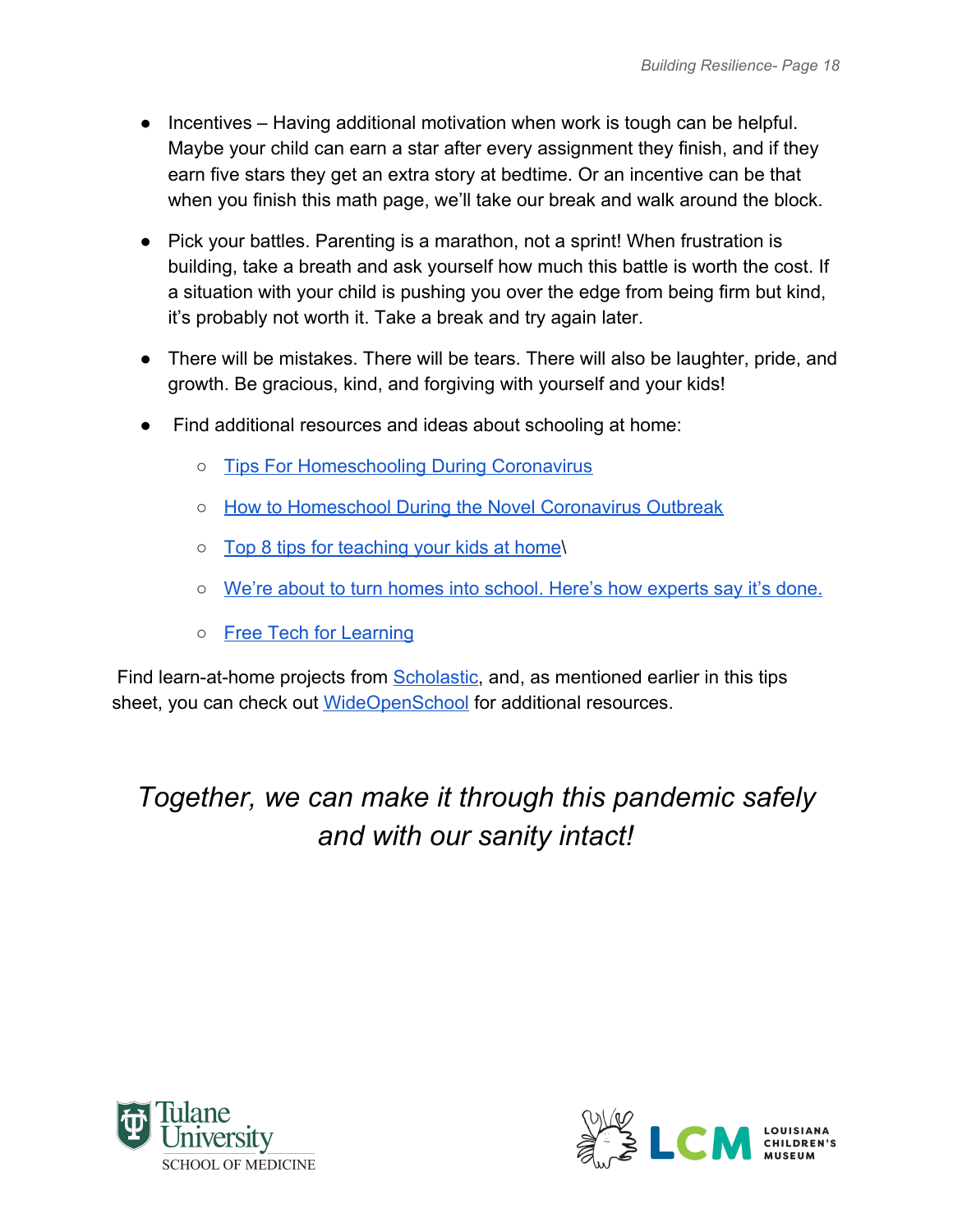- Incentives – Having additional motivation when work is tough can be helpful. Maybe your child can earn a star after every assignment they finish, and if they earn five stars they get an extra story at bedtime. Or an incentive can be that when you finish this math page, we'll take our break and walk around the block.

- Pick your battles. Parenting is a marathon, not a sprint! When frustration is building, take a breath and ask yourself how much this battle is worth the cost. If a situation with your child is pushing you over the edge from being firm but kind, it's probably not worth it. Take a break and try again later.

- There will be mistakes. There will be tears. There will also be laughter, pride, and growth. Be gracious, kind, and forgiving with yourself and your kids!

- Find additional resources and ideas about schooling at home:
  - Tips For Homeschooling During Coronavirus
  - How to Homeschool During the Novel Coronavirus Outbreak
  - Top 8 tips for teaching your kids at home\
  - We're about to turn homes into school. Here's how experts say it's done.
  - Free Tech for Learning

Find learn-at-home projects from Scholastic, and, as mentioned earlier in this tips sheet, you can check out WideOpenSchool for additional resources.

*Together, we can make it through this pandemic safely and with our sanity intact!*

Tulane University SCHOOL OF MEDICINE

LCM LOUISIANA CHILDREN'S MUSEUM